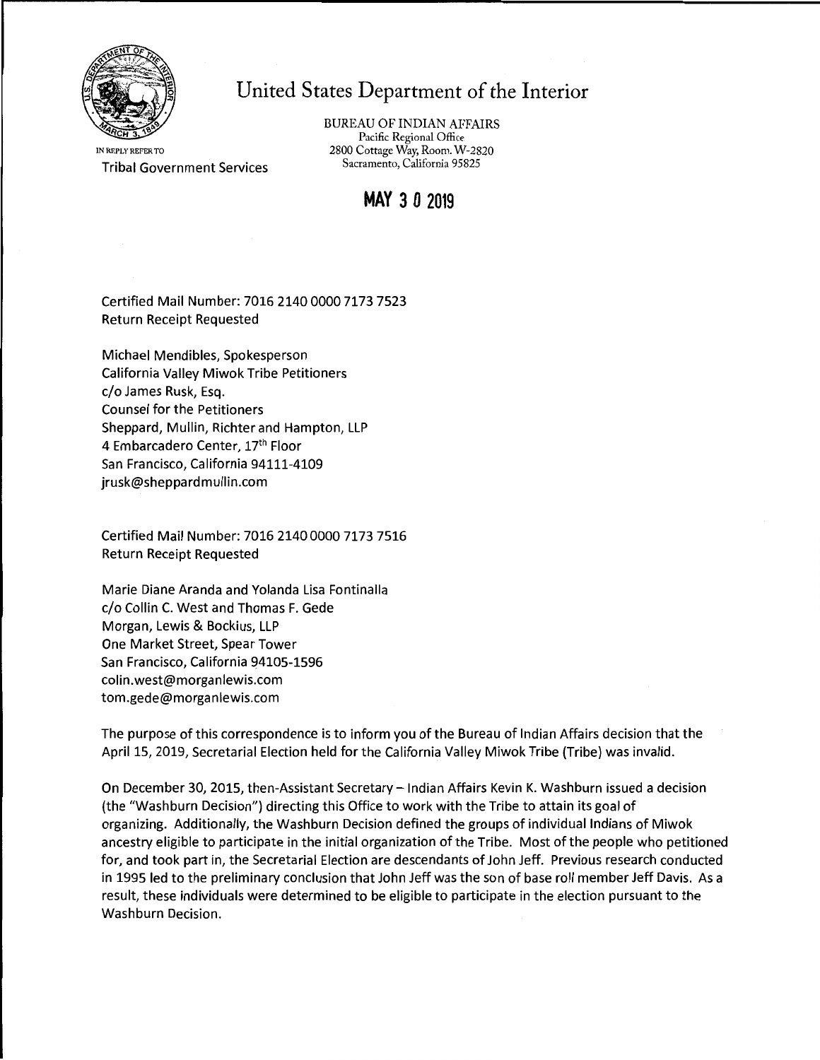# United States Department of the Interior

BUREAU OF INDIAN AFFAIRS
Pacific Regional Office
2800 Cottage Way, Room. W-2820
Sacramento, California 95825

IN REPLY REFER TO
Tribal Government Services

**MAY 30 2019**

Certified Mail Number: 7016 2140 0000 7173 7523
Return Receipt Requested

Michael Mendibles, Spokesperson
California Valley Miwok Tribe Petitioners
c/o James Rusk, Esq.
Counsel for the Petitioners
Sheppard, Mullin, Richter and Hampton, LLP
4 Embarcadero Center, 17th Floor
San Francisco, California 94111-4109
jrusk@sheppardmullin.com

Certified Mail Number: 7016 2140 0000 7173 7516
Return Receipt Requested

Marie Diane Aranda and Yolanda Lisa Fontinalla
c/o Collin C. West and Thomas F. Gede
Morgan, Lewis & Bockius, LLP
One Market Street, Spear Tower
San Francisco, California 94105-1596
colin.west@morganlewis.com
tom.gede@morganlewis.com

The purpose of this correspondence is to inform you of the Bureau of Indian Affairs decision that the April 15, 2019, Secretarial Election held for the California Valley Miwok Tribe (Tribe) was invalid.

On December 30, 2015, then-Assistant Secretary – Indian Affairs Kevin K. Washburn issued a decision (the "Washburn Decision") directing this Office to work with the Tribe to attain its goal of organizing. Additionally, the Washburn Decision defined the groups of individual Indians of Miwok ancestry eligible to participate in the initial organization of the Tribe. Most of the people who petitioned for, and took part in, the Secretarial Election are descendants of John Jeff. Previous research conducted in 1995 led to the preliminary conclusion that John Jeff was the son of base roll member Jeff Davis. As a result, these individuals were determined to be eligible to participate in the election pursuant to the Washburn Decision.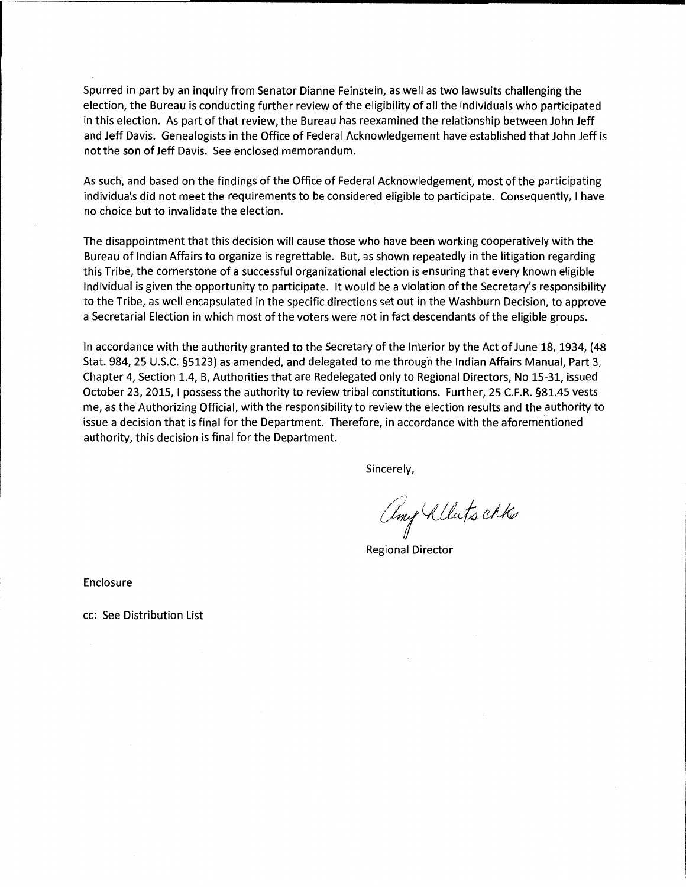Spurred in part by an inquiry from Senator Dianne Feinstein, as well as two lawsuits challenging the election, the Bureau is conducting further review of the eligibility of all the individuals who participated in this election. As part of that review, the Bureau has reexamined the relationship between John Jeff and Jeff Davis. Genealogists in the Office of Federal Acknowledgement have established that John Jeff is not the son of Jeff Davis. See enclosed memorandum.

As such, and based on the findings of the Office of Federal Acknowledgement, most of the participating individuals did not meet the requirements to be considered eligible to participate. Consequently, I have no choice but to invalidate the election.

The disappointment that this decision will cause those who have been working cooperatively with the Bureau of Indian Affairs to organize is regrettable. But, as shown repeatedly in the litigation regarding this Tribe, the cornerstone of a successful organizational election is ensuring that every known eligible individual is given the opportunity to participate. It would be a violation of the Secretary's responsibility to the Tribe, as well encapsulated in the specific directions set out in the Washburn Decision, to approve a Secretarial Election in which most of the voters were not in fact descendants of the eligible groups.

In accordance with the authority granted to the Secretary of the Interior by the Act of June 18, 1934, (48 Stat. 984, 25 U.S.C. §5123) as amended, and delegated to me through the Indian Affairs Manual, Part 3, Chapter 4, Section 1.4, B, Authorities that are Redelegated only to Regional Directors, No 15-31, issued October 23, 2015, I possess the authority to review tribal constitutions. Further, 25 C.F.R. §81.45 vests me, as the Authorizing Official, with the responsibility to review the election results and the authority to issue a decision that is final for the Department. Therefore, in accordance with the aforementioned authority, this decision is final for the Department.

Sincerely,

Amy Dutschke

Regional Director

Enclosure

cc: See Distribution List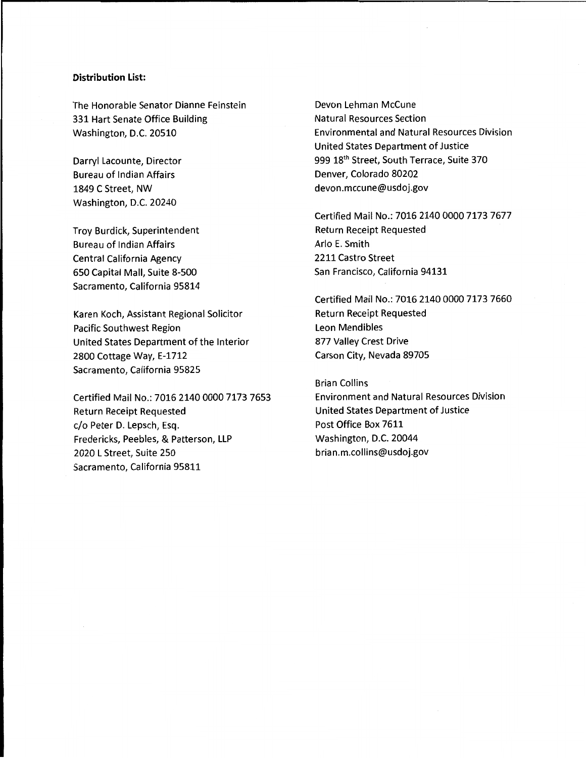**Distribution List:**

The Honorable Senator Dianne Feinstein
331 Hart Senate Office Building
Washington, D.C. 20510

Darryl Lacounte, Director
Bureau of Indian Affairs
1849 C Street, NW
Washington, D.C. 20240

Troy Burdick, Superintendent
Bureau of Indian Affairs
Central California Agency
650 Capital Mall, Suite 8-500
Sacramento, California 95814

Karen Koch, Assistant Regional Solicitor
Pacific Southwest Region
United States Department of the Interior
2800 Cottage Way, E-1712
Sacramento, California 95825

Certified Mail No.: 7016 2140 0000 7173 7653
Return Receipt Requested
c/o Peter D. Lepsch, Esq.
Fredericks, Peebles, & Patterson, LLP
2020 L Street, Suite 250
Sacramento, California 95811

Devon Lehman McCune
Natural Resources Section
Environmental and Natural Resources Division
United States Department of Justice
999 18th Street, South Terrace, Suite 370
Denver, Colorado 80202
devon.mccune@usdoj.gov

Certified Mail No.: 7016 2140 0000 7173 7677
Return Receipt Requested
Arlo E. Smith
2211 Castro Street
San Francisco, California 94131

Certified Mail No.: 7016 2140 0000 7173 7660
Return Receipt Requested
Leon Mendibles
877 Valley Crest Drive
Carson City, Nevada 89705

Brian Collins
Environment and Natural Resources Division
United States Department of Justice
Post Office Box 7611
Washington, D.C. 20044
brian.m.collins@usdoj.gov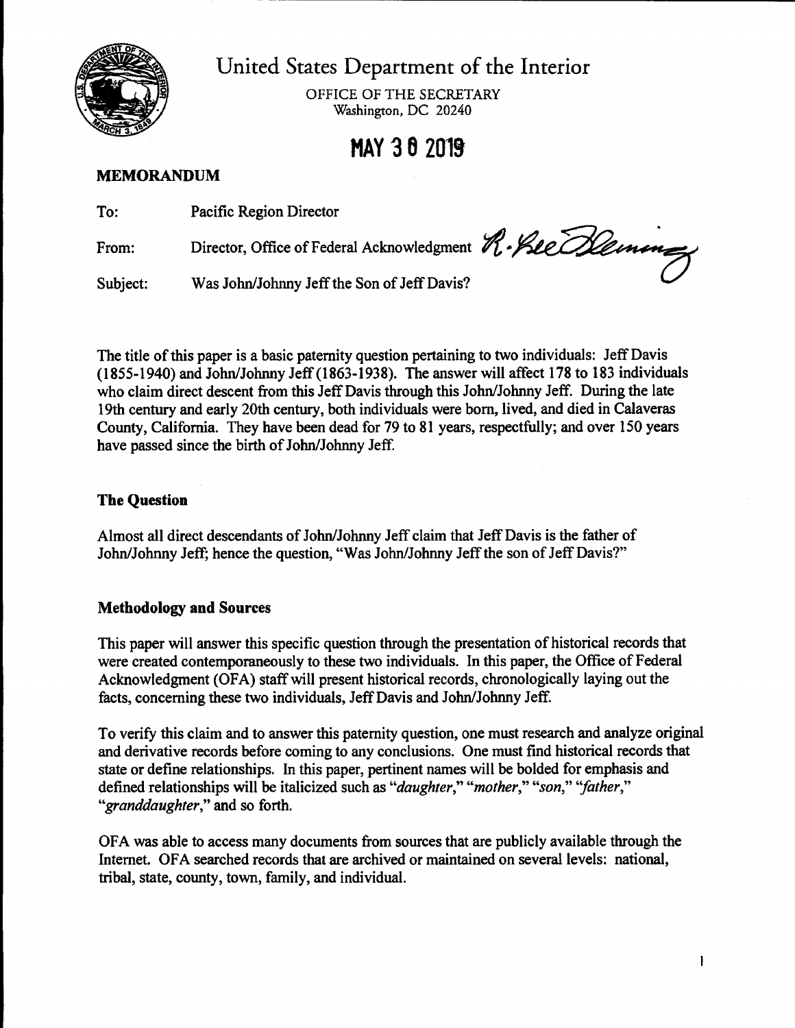# United States Department of the Interior

OFFICE OF THE SECRETARY
Washington, DC 20240

**MAY 30 2019**

**MEMORANDUM**

To: Pacific Region Director

From: Director, Office of Federal Acknowledgment R. Lee Fleming

Subject: Was John/Johnny Jeff the Son of Jeff Davis?

The title of this paper is a basic paternity question pertaining to two individuals: Jeff Davis (1855-1940) and John/Johnny Jeff (1863-1938). The answer will affect 178 to 183 individuals who claim direct descent from this Jeff Davis through this John/Johnny Jeff. During the late 19th century and early 20th century, both individuals were born, lived, and died in Calaveras County, California. They have been dead for 79 to 81 years, respectfully; and over 150 years have passed since the birth of John/Johnny Jeff.

## The Question

Almost all direct descendants of John/Johnny Jeff claim that Jeff Davis is the father of John/Johnny Jeff; hence the question, "Was John/Johnny Jeff the son of Jeff Davis?"

## Methodology and Sources

This paper will answer this specific question through the presentation of historical records that were created contemporaneously to these two individuals. In this paper, the Office of Federal Acknowledgment (OFA) staff will present historical records, chronologically laying out the facts, concerning these two individuals, Jeff Davis and John/Johnny Jeff.

To verify this claim and to answer this paternity question, one must research and analyze original and derivative records before coming to any conclusions. One must find historical records that state or define relationships. In this paper, pertinent names will be bolded for emphasis and defined relationships will be italicized such as "*daughter*," "*mother*," "*son*," "*father*," "*granddaughter*," and so forth.

OFA was able to access many documents from sources that are publicly available through the Internet. OFA searched records that are archived or maintained on several levels: national, tribal, state, county, town, family, and individual.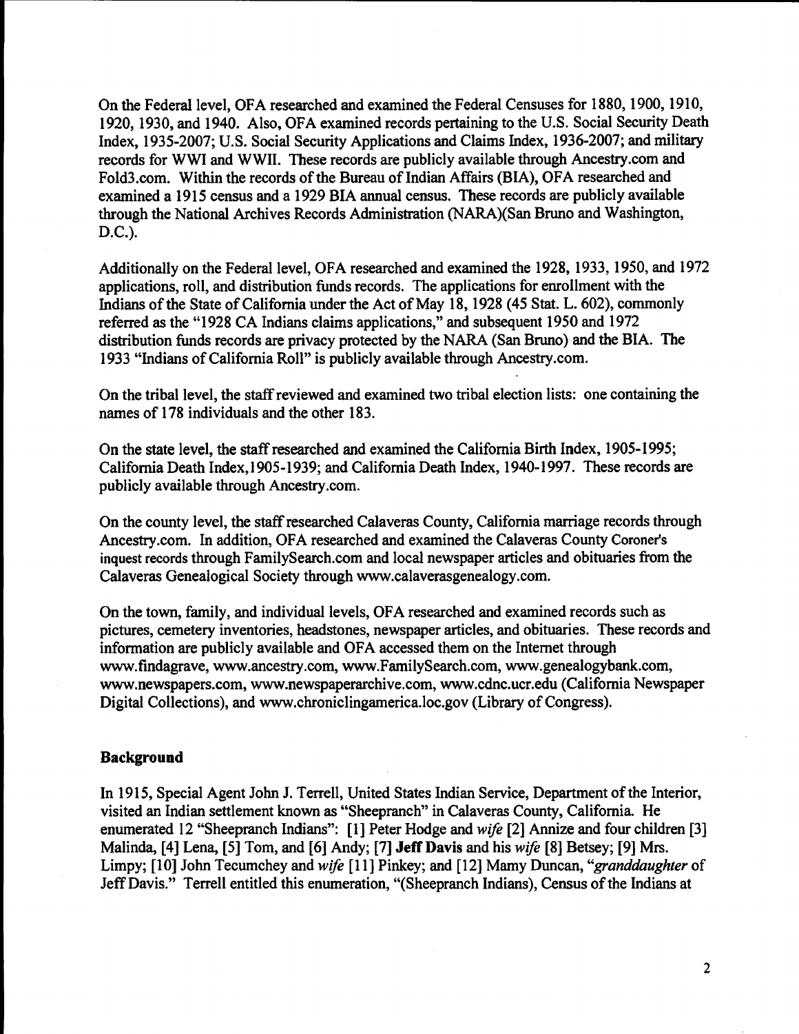On the Federal level, OFA researched and examined the Federal Censuses for 1880, 1900, 1910, 1920, 1930, and 1940. Also, OFA examined records pertaining to the U.S. Social Security Death Index, 1935-2007; U.S. Social Security Applications and Claims Index, 1936-2007; and military records for WWI and WWII. These records are publicly available through Ancestry.com and Fold3.com. Within the records of the Bureau of Indian Affairs (BIA), OFA researched and examined a 1915 census and a 1929 BIA annual census. These records are publicly available through the National Archives Records Administration (NARA)(San Bruno and Washington, D.C.).

Additionally on the Federal level, OFA researched and examined the 1928, 1933, 1950, and 1972 applications, roll, and distribution funds records. The applications for enrollment with the Indians of the State of California under the Act of May 18, 1928 (45 Stat. L. 602), commonly referred as the "1928 CA Indians claims applications," and subsequent 1950 and 1972 distribution funds records are privacy protected by the NARA (San Bruno) and the BIA. The 1933 "Indians of California Roll" is publicly available through Ancestry.com.

On the tribal level, the staff reviewed and examined two tribal election lists: one containing the names of 178 individuals and the other 183.

On the state level, the staff researched and examined the California Birth Index, 1905-1995; California Death Index,1905-1939; and California Death Index, 1940-1997. These records are publicly available through Ancestry.com.

On the county level, the staff researched Calaveras County, California marriage records through Ancestry.com. In addition, OFA researched and examined the Calaveras County Coroner's inquest records through FamilySearch.com and local newspaper articles and obituaries from the Calaveras Genealogical Society through www.calaverasgenealogy.com.

On the town, family, and individual levels, OFA researched and examined records such as pictures, cemetery inventories, headstones, newspaper articles, and obituaries. These records and information are publicly available and OFA accessed them on the Internet through www.findagrave, www.ancestry.com, www.FamilySearch.com, www.genealogybank.com, www.newspapers.com, www.newspaperarchive.com, www.cdnc.ucr.edu (California Newspaper Digital Collections), and www.chroniclingamerica.loc.gov (Library of Congress).

## Background

In 1915, Special Agent John J. Terrell, United States Indian Service, Department of the Interior, visited an Indian settlement known as "Sheepranch" in Calaveras County, California. He enumerated 12 "Sheepranch Indians": [1] Peter Hodge and *wife* [2] Annize and four children [3] Malinda, [4] Lena, [5] Tom, and [6] Andy; [7] **Jeff Davis** and his *wife* [8] Betsey; [9] Mrs. Limpy; [10] John Tecumchey and *wife* [11] Pinkey; and [12] Mamy Duncan, "*granddaughter* of Jeff Davis." Terrell entitled this enumeration, "(Sheepranch Indians), Census of the Indians at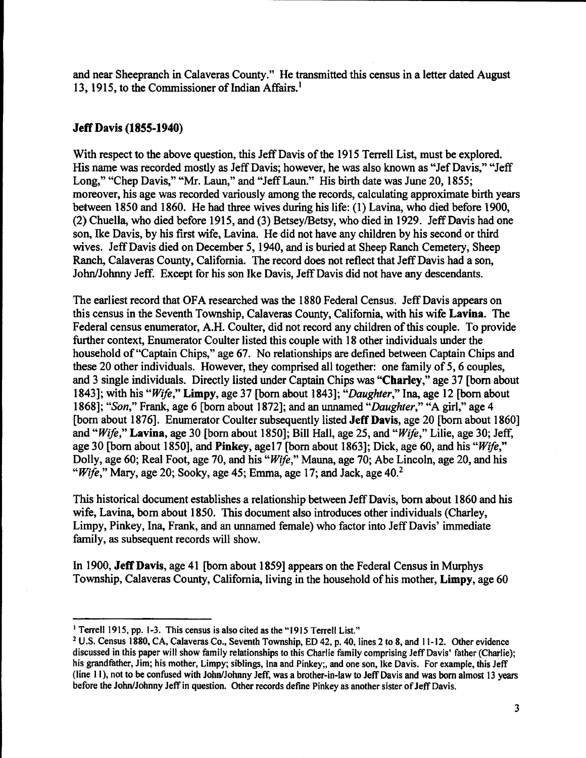and near Sheepranch in Calaveras County." He transmitted this census in a letter dated August 13, 1915, to the Commissioner of Indian Affairs.[1]

### Jeff Davis (1855-1940)

With respect to the above question, this Jeff Davis of the 1915 Terrell List, must be explored. His name was recorded mostly as Jeff Davis; however, he was also known as "Jef Davis," "Jeff Long," "Chep Davis," "Mr. Laun," and "Jeff Laun." His birth date was June 20, 1855; moreover, his age was recorded variously among the records, calculating approximate birth years between 1850 and 1860. He had three wives during his life: (1) Lavina, who died before 1900, (2) Chuella, who died before 1915, and (3) Betsey/Betsy, who died in 1929. Jeff Davis had one son, Ike Davis, by his first wife, Lavina. He did not have any children by his second or third wives. Jeff Davis died on December 5, 1940, and is buried at Sheep Ranch Cemetery, Sheep Ranch, Calaveras County, California. The record does not reflect that Jeff Davis had a son, John/Johnny Jeff. Except for his son Ike Davis, Jeff Davis did not have any descendants.

The earliest record that OFA researched was the 1880 Federal Census. Jeff Davis appears on this census in the Seventh Township, Calaveras County, California, with his wife **Lavina**. The Federal census enumerator, A.H. Coulter, did not record any children of this couple. To provide further context, Enumerator Coulter listed this couple with 18 other individuals under the household of "Captain Chips," age 67. No relationships are defined between Captain Chips and these 20 other individuals. However, they comprised all together: one family of 5, 6 couples, and 3 single individuals. Directly listed under Captain Chips was "**Charley**," age 37 [born about 1843]; with his "*Wife*," **Limpy**, age 37 [born about 1843]; "*Daughter*," Ina, age 12 [born about 1868]; "*Son*," Frank, age 6 [born about 1872]; and an unnamed "*Daughter*," "A girl," age 4 [born about 1876]. Enumerator Coulter subsequently listed **Jeff Davis**, age 20 [born about 1860] and "*Wife*," **Lavina**, age 30 [born about 1850]; Bill Hall, age 25, and "*Wife*," Lilie, age 30; Jeff, age 30 [born about 1850], and **Pinkey**, age17 [born about 1863]; Dick, age 60, and his "*Wife*," Dolly, age 60; Real Foot, age 70, and his "*Wife*," Mauna, age 70; Abe Lincoln, age 20, and his "*Wife*," Mary, age 20; Sooky, age 45; Emma, age 17; and Jack, age 40.[2]

This historical document establishes a relationship between Jeff Davis, born about 1860 and his wife, Lavina, born about 1850. This document also introduces other individuals (Charley, Limpy, Pinkey, Ina, Frank, and an unnamed female) who factor into Jeff Davis' immediate family, as subsequent records will show.

In 1900, **Jeff Davis**, age 41 [born about 1859] appears on the Federal Census in Murphys Township, Calaveras County, California, living in the household of his mother, **Limpy**, age 60

---

[1] Terrell 1915, pp. 1-3. This census is also cited as the "1915 Terrell List."

[2] U.S. Census 1880, CA, Calaveras Co., Seventh Township, ED 42, p. 40, lines 2 to 8, and 11-12. Other evidence discussed in this paper will show family relationships to this Charlie family comprising Jeff Davis' father (Charlie); his grandfather, Jim; his mother, Limpy; siblings, Ina and Pinkey;, and one son, Ike Davis. For example, this Jeff (line 11), not to be confused with John/Johnny Jeff, was a brother-in-law to Jeff Davis and was born almost 13 years before the John/Johnny Jeff in question. Other records define Pinkey as another sister of Jeff Davis.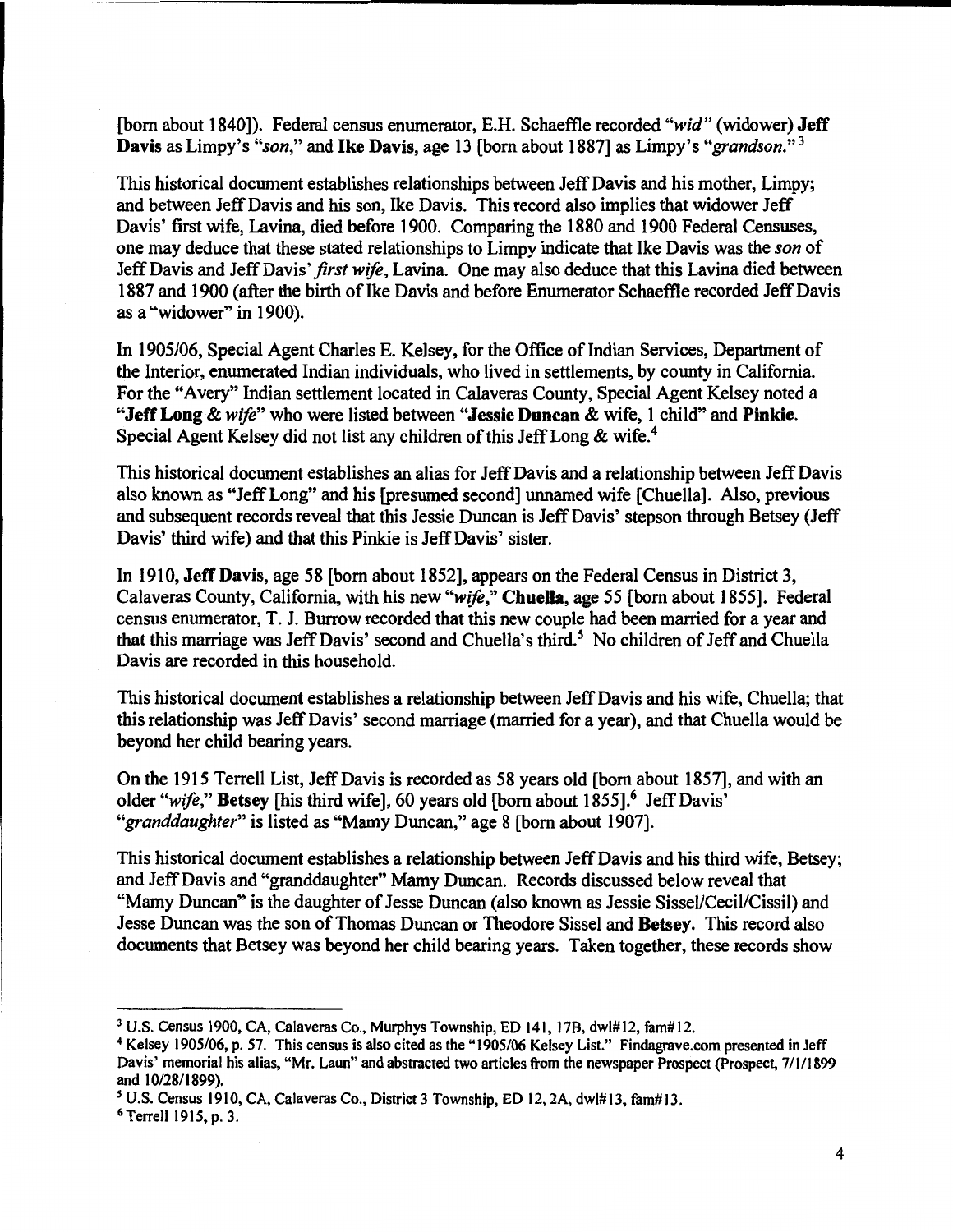[born about 1840]). Federal census enumerator, E.H. Schaeffle recorded *"wid"* (widower) **Jeff Davis** as Limpy's *"son,"* and **Ike Davis**, age 13 [born about 1887] as Limpy's *"grandson."*[3]

This historical document establishes relationships between Jeff Davis and his mother, Limpy; and between Jeff Davis and his son, Ike Davis. This record also implies that widower Jeff Davis' first wife, Lavina, died before 1900. Comparing the 1880 and 1900 Federal Censuses, one may deduce that these stated relationships to Limpy indicate that Ike Davis was the *son* of Jeff Davis and Jeff Davis' *first wife*, Lavina. One may also deduce that this Lavina died between 1887 and 1900 (after the birth of Ike Davis and before Enumerator Schaeffle recorded Jeff Davis as a "widower" in 1900).

In 1905/06, Special Agent Charles E. Kelsey, for the Office of Indian Services, Department of the Interior, enumerated Indian individuals, who lived in settlements, by county in California. For the "Avery" Indian settlement located in Calaveras County, Special Agent Kelsey noted a **"Jeff Long** & *wife*" who were listed between "**Jessie Duncan** & wife, 1 child" and **Pinkie**. Special Agent Kelsey did not list any children of this Jeff Long & wife.[4]

This historical document establishes an alias for Jeff Davis and a relationship between Jeff Davis also known as "Jeff Long" and his [presumed second] unnamed wife [Chuella]. Also, previous and subsequent records reveal that this Jessie Duncan is Jeff Davis' stepson through Betsey (Jeff Davis' third wife) and that this Pinkie is Jeff Davis' sister.

In 1910, **Jeff Davis**, age 58 [born about 1852], appears on the Federal Census in District 3, Calaveras County, California, with his new *"wife,"* **Chuella**, age 55 [born about 1855]. Federal census enumerator, T. J. Burrow recorded that this new couple had been married for a year and that this marriage was Jeff Davis' second and Chuella's third.[5] No children of Jeff and Chuella Davis are recorded in this household.

This historical document establishes a relationship between Jeff Davis and his wife, Chuella; that this relationship was Jeff Davis' second marriage (married for a year), and that Chuella would be beyond her child bearing years.

On the 1915 Terrell List, Jeff Davis is recorded as 58 years old [born about 1857], and with an older *"wife,"* **Betsey** [his third wife], 60 years old [born about 1855].[6] Jeff Davis' *"granddaughter"* is listed as "Mamy Duncan," age 8 [born about 1907].

This historical document establishes a relationship between Jeff Davis and his third wife, Betsey; and Jeff Davis and "granddaughter" Mamy Duncan. Records discussed below reveal that "Mamy Duncan" is the daughter of Jesse Duncan (also known as Jessie Sissel/Cecil/Cissil) and Jesse Duncan was the son of Thomas Duncan or Theodore Sissel and **Betsey**. This record also documents that Betsey was beyond her child bearing years. Taken together, these records show

---

[3] U.S. Census 1900, CA, Calaveras Co., Murphys Township, ED 141, 17B, dwl#12, fam#12.

[4] Kelsey 1905/06, p. 57. This census is also cited as the "1905/06 Kelsey List." Findagrave.com presented in Jeff Davis' memorial his alias, "Mr. Laun" and abstracted two articles from the newspaper Prospect (Prospect, 7/1/1899 and 10/28/1899).

[5] U.S. Census 1910, CA, Calaveras Co., District 3 Township, ED 12, 2A, dwl#13, fam#13.

[6] Terrell 1915, p. 3.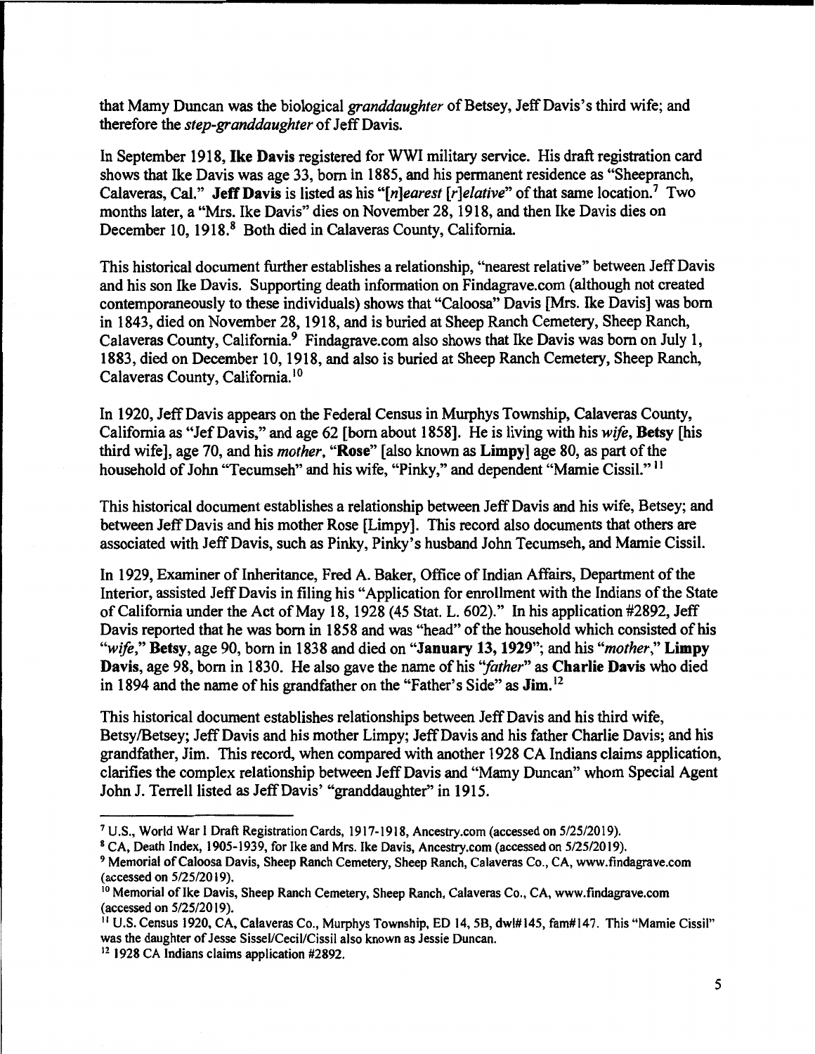that Mamy Duncan was the biological *granddaughter* of Betsey, Jeff Davis's third wife; and therefore the *step-granddaughter* of Jeff Davis.

In September 1918, **Ike Davis** registered for WWI military service. His draft registration card shows that Ike Davis was age 33, born in 1885, and his permanent residence as "Sheepranch, Calaveras, Cal." **Jeff Davis** is listed as his "*[n]earest [r]elative*" of that same location.[7] Two months later, a "Mrs. Ike Davis" dies on November 28, 1918, and then Ike Davis dies on December 10, 1918.[8] Both died in Calaveras County, California.

This historical document further establishes a relationship, "nearest relative" between Jeff Davis and his son Ike Davis. Supporting death information on Findagrave.com (although not created contemporaneously to these individuals) shows that "Caloosa" Davis [Mrs. Ike Davis] was born in 1843, died on November 28, 1918, and is buried at Sheep Ranch Cemetery, Sheep Ranch, Calaveras County, California.[9] Findagrave.com also shows that Ike Davis was born on July 1, 1883, died on December 10, 1918, and also is buried at Sheep Ranch Cemetery, Sheep Ranch, Calaveras County, California.[10]

In 1920, Jeff Davis appears on the Federal Census in Murphys Township, Calaveras County, California as "Jef Davis," and age 62 [born about 1858]. He is living with his *wife*, **Betsy** [his third wife], age 70, and his *mother*, "**Rose**" [also known as **Limpy**] age 80, as part of the household of John "Tecumseh" and his wife, "Pinky," and dependent "Mamie Cissil."[11]

This historical document establishes a relationship between Jeff Davis and his wife, Betsey; and between Jeff Davis and his mother Rose [Limpy]. This record also documents that others are associated with Jeff Davis, such as Pinky, Pinky's husband John Tecumseh, and Mamie Cissil.

In 1929, Examiner of Inheritance, Fred A. Baker, Office of Indian Affairs, Department of the Interior, assisted Jeff Davis in filing his "Application for enrollment with the Indians of the State of California under the Act of May 18, 1928 (45 Stat. L. 602)." In his application #2892, Jeff Davis reported that he was born in 1858 and was "head" of the household which consisted of his "*wife*," **Betsy**, age 90, born in 1838 and died on "**January 13, 1929**"; and his "*mother*," **Limpy Davis**, age 98, born in 1830. He also gave the name of his "*father*" as **Charlie Davis** who died in 1894 and the name of his grandfather on the "Father's Side" as **Jim.**[12]

This historical document establishes relationships between Jeff Davis and his third wife, Betsy/Betsey; Jeff Davis and his mother Limpy; Jeff Davis and his father Charlie Davis; and his grandfather, Jim. This record, when compared with another 1928 CA Indians claims application, clarifies the complex relationship between Jeff Davis and "Mamy Duncan" whom Special Agent John J. Terrell listed as Jeff Davis' "granddaughter" in 1915.

---

[7] U.S., World War I Draft Registration Cards, 1917-1918, Ancestry.com (accessed on 5/25/2019).

[8] CA, Death Index, 1905-1939, for Ike and Mrs. Ike Davis, Ancestry.com (accessed on 5/25/2019).

[9] Memorial of Caloosa Davis, Sheep Ranch Cemetery, Sheep Ranch, Calaveras Co., CA, www.findagrave.com (accessed on 5/25/2019).

[10] Memorial of Ike Davis, Sheep Ranch Cemetery, Sheep Ranch, Calaveras Co., CA, www.findagrave.com (accessed on 5/25/2019).

[11] U.S. Census 1920, CA, Calaveras Co., Murphys Township, ED 14, 5B, dwl#145, fam#147. This "Mamie Cissil" was the daughter of Jesse Sissel/Cecil/Cissil also known as Jessie Duncan.

[12] 1928 CA Indians claims application #2892.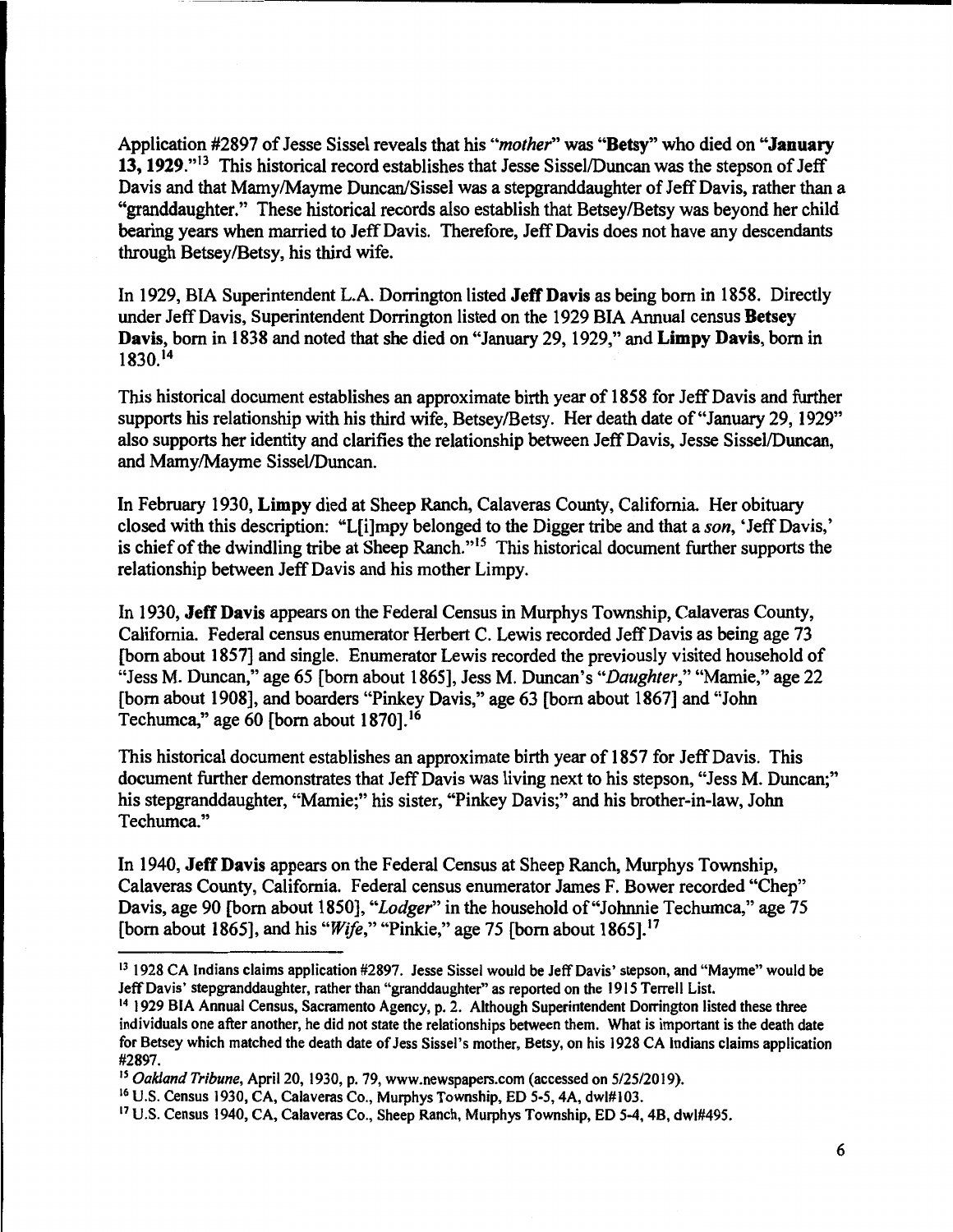Application #2897 of Jesse Sissel reveals that his "*mother*" was "**Betsy**" who died on "**January 13, 1929**."[13] This historical record establishes that Jesse Sissel/Duncan was the stepson of Jeff Davis and that Mamy/Mayme Duncan/Sissel was a stepgranddaughter of Jeff Davis, rather than a "granddaughter." These historical records also establish that Betsey/Betsy was beyond her child bearing years when married to Jeff Davis. Therefore, Jeff Davis does not have any descendants through Betsey/Betsy, his third wife.

In 1929, BIA Superintendent L.A. Dorrington listed **Jeff Davis** as being born in 1858. Directly under Jeff Davis, Superintendent Dorrington listed on the 1929 BIA Annual census **Betsey Davis**, born in 1838 and noted that she died on "January 29, 1929," and **Limpy Davis**, born in 1830.[14]

This historical document establishes an approximate birth year of 1858 for Jeff Davis and further supports his relationship with his third wife, Betsey/Betsy. Her death date of "January 29, 1929" also supports her identity and clarifies the relationship between Jeff Davis, Jesse Sissel/Duncan, and Mamy/Mayme Sissel/Duncan.

In February 1930, **Limpy** died at Sheep Ranch, Calaveras County, California. Her obituary closed with this description: "L[i]mpy belonged to the Digger tribe and that a *son*, 'Jeff Davis,' is chief of the dwindling tribe at Sheep Ranch."[15] This historical document further supports the relationship between Jeff Davis and his mother Limpy.

In 1930, **Jeff Davis** appears on the Federal Census in Murphys Township, Calaveras County, California. Federal census enumerator Herbert C. Lewis recorded Jeff Davis as being age 73 [born about 1857] and single. Enumerator Lewis recorded the previously visited household of "Jess M. Duncan," age 65 [born about 1865], Jess M. Duncan's "*Daughter*," "Mamie," age 22 [born about 1908], and boarders "Pinkey Davis," age 63 [born about 1867] and "John Techumca," age 60 [born about 1870].[16]

This historical document establishes an approximate birth year of 1857 for Jeff Davis. This document further demonstrates that Jeff Davis was living next to his stepson, "Jess M. Duncan;" his stepgranddaughter, "Mamie;" his sister, "Pinkey Davis;" and his brother-in-law, John Techumca."

In 1940, **Jeff Davis** appears on the Federal Census at Sheep Ranch, Murphys Township, Calaveras County, California. Federal census enumerator James F. Bower recorded "Chep" Davis, age 90 [born about 1850], "*Lodger*" in the household of "Johnnie Techumca," age 75 [born about 1865], and his "*Wife*," "Pinkie," age 75 [born about 1865].[17]

---

[13] 1928 CA Indians claims application #2897. Jesse Sissel would be Jeff Davis' stepson, and "Mayme" would be Jeff Davis' stepgranddaughter, rather than "granddaughter" as reported on the 1915 Terrell List.

[14] 1929 BIA Annual Census, Sacramento Agency, p. 2. Although Superintendent Dorrington listed these three individuals one after another, he did not state the relationships between them. What is important is the death date for Betsey which matched the death date of Jess Sissel's mother, Betsy, on his 1928 CA Indians claims application #2897.

[15] *Oakland Tribune*, April 20, 1930, p. 79, www.newspapers.com (accessed on 5/25/2019).

[16] U.S. Census 1930, CA, Calaveras Co., Murphys Township, ED 5-5, 4A, dwl#103.

[17] U.S. Census 1940, CA, Calaveras Co., Sheep Ranch, Murphys Township, ED 5-4, 4B, dwl#495.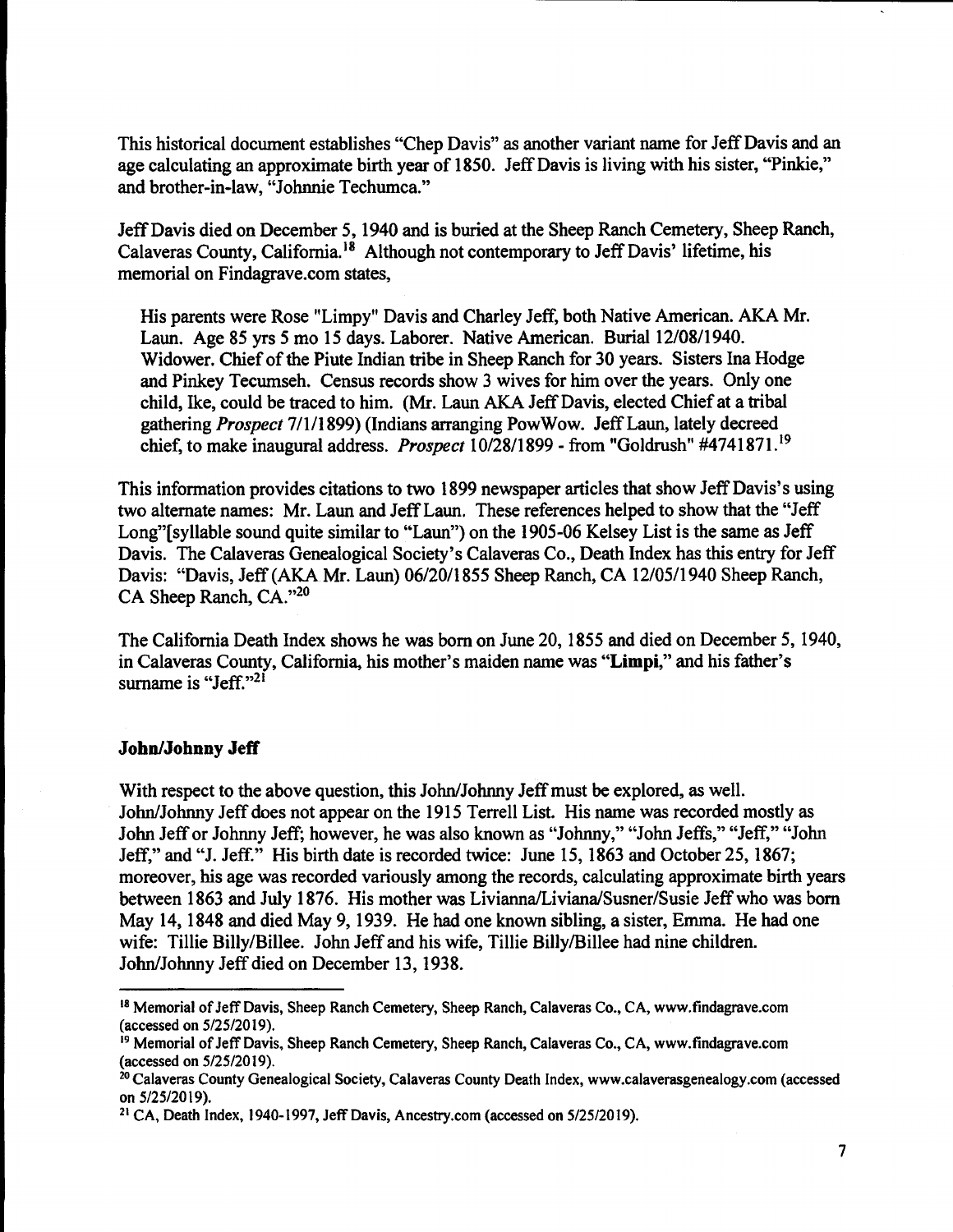This historical document establishes "Chep Davis" as another variant name for Jeff Davis and an age calculating an approximate birth year of 1850. Jeff Davis is living with his sister, "Pinkie," and brother-in-law, "Johnnie Techumca."

Jeff Davis died on December 5, 1940 and is buried at the Sheep Ranch Cemetery, Sheep Ranch, Calaveras County, California.[18] Although not contemporary to Jeff Davis' lifetime, his memorial on Findagrave.com states,

> His parents were Rose "Limpy" Davis and Charley Jeff, both Native American. AKA Mr. Laun. Age 85 yrs 5 mo 15 days. Laborer. Native American. Burial 12/08/1940. Widower. Chief of the Piute Indian tribe in Sheep Ranch for 30 years. Sisters Ina Hodge and Pinkey Tecumseh. Census records show 3 wives for him over the years. Only one child, Ike, could be traced to him. (Mr. Laun AKA Jeff Davis, elected Chief at a tribal gathering *Prospect* 7/1/1899) (Indians arranging PowWow. Jeff Laun, lately decreed chief, to make inaugural address. *Prospect* 10/28/1899 - from "Goldrush" #4741871.[19]

This information provides citations to two 1899 newspaper articles that show Jeff Davis's using two alternate names: Mr. Laun and Jeff Laun. These references helped to show that the "Jeff Long"[syllable sound quite similar to "Laun") on the 1905-06 Kelsey List is the same as Jeff Davis. The Calaveras Genealogical Society's Calaveras Co., Death Index has this entry for Jeff Davis: "Davis, Jeff (AKA Mr. Laun) 06/20/1855 Sheep Ranch, CA 12/05/1940 Sheep Ranch, CA Sheep Ranch, CA."[20]

The California Death Index shows he was born on June 20, 1855 and died on December 5, 1940, in Calaveras County, California, his mother's maiden name was **"Limpi,"** and his father's surname is "Jeff."[21]

### John/Johnny Jeff

With respect to the above question, this John/Johnny Jeff must be explored, as well. John/Johnny Jeff does not appear on the 1915 Terrell List. His name was recorded mostly as John Jeff or Johnny Jeff; however, he was also known as "Johnny," "John Jeffs," "Jeff," "John Jeff," and "J. Jeff." His birth date is recorded twice: June 15, 1863 and October 25, 1867; moreover, his age was recorded variously among the records, calculating approximate birth years between 1863 and July 1876. His mother was Livianna/Liviana/Susner/Susie Jeff who was born May 14, 1848 and died May 9, 1939. He had one known sibling, a sister, Emma. He had one wife: Tillie Billy/Billee. John Jeff and his wife, Tillie Billy/Billee had nine children. John/Johnny Jeff died on December 13, 1938.

---

[18] Memorial of Jeff Davis, Sheep Ranch Cemetery, Sheep Ranch, Calaveras Co., CA, www.findagrave.com (accessed on 5/25/2019).

[19] Memorial of Jeff Davis, Sheep Ranch Cemetery, Sheep Ranch, Calaveras Co., CA, www.findagrave.com (accessed on 5/25/2019).

[20] Calaveras County Genealogical Society, Calaveras County Death Index, www.calaverasgenealogy.com (accessed on 5/25/2019).

[21] CA, Death Index, 1940-1997, Jeff Davis, Ancestry.com (accessed on 5/25/2019).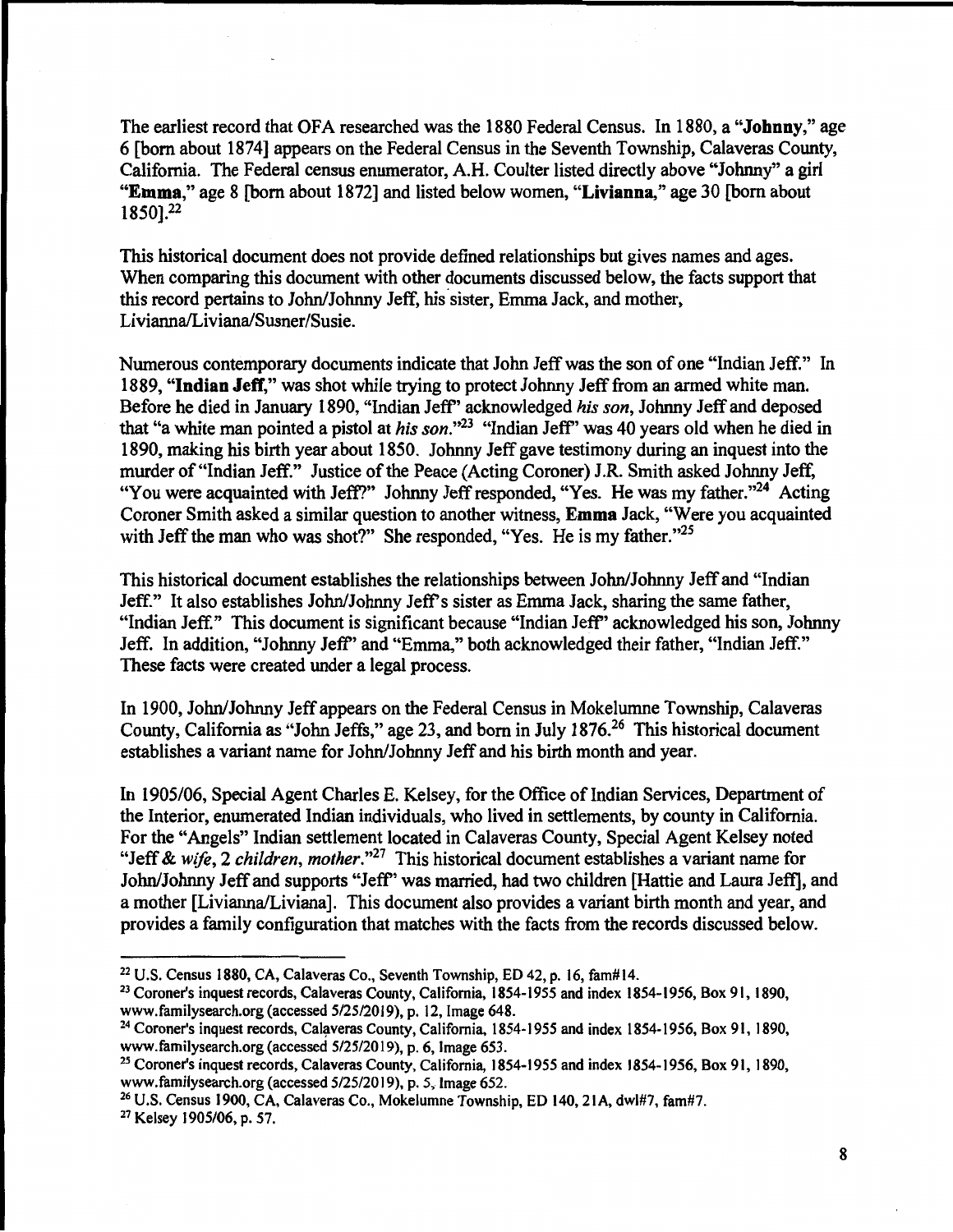The earliest record that OFA researched was the 1880 Federal Census. In 1880, a "**Johnny**," age 6 [born about 1874] appears on the Federal Census in the Seventh Township, Calaveras County, California. The Federal census enumerator, A.H. Coulter listed directly above "Johnny" a girl "**Emma**," age 8 [born about 1872] and listed below women, "**Livianna**," age 30 [born about 1850].[22]

This historical document does not provide defined relationships but gives names and ages. When comparing this document with other documents discussed below, the facts support that this record pertains to John/Johnny Jeff, his sister, Emma Jack, and mother, Livianna/Liviana/Susner/Susie.

Numerous contemporary documents indicate that John Jeff was the son of one "Indian Jeff." In 1889, "**Indian Jeff**," was shot while trying to protect Johnny Jeff from an armed white man. Before he died in January 1890, "Indian Jeff" acknowledged *his son*, Johnny Jeff and deposed that "a white man pointed a pistol at *his son*."[23] "Indian Jeff" was 40 years old when he died in 1890, making his birth year about 1850. Johnny Jeff gave testimony during an inquest into the murder of "Indian Jeff." Justice of the Peace (Acting Coroner) J.R. Smith asked Johnny Jeff, "You were acquainted with Jeff?" Johnny Jeff responded, "Yes. He was my father."[24] Acting Coroner Smith asked a similar question to another witness, **Emma** Jack, "Were you acquainted with Jeff the man who was shot?" She responded, "Yes. He is my father."[25]

This historical document establishes the relationships between John/Johnny Jeff and "Indian Jeff." It also establishes John/Johnny Jeff's sister as Emma Jack, sharing the same father, "Indian Jeff." This document is significant because "Indian Jeff" acknowledged his son, Johnny Jeff. In addition, "Johnny Jeff" and "Emma," both acknowledged their father, "Indian Jeff." These facts were created under a legal process.

In 1900, John/Johnny Jeff appears on the Federal Census in Mokelumne Township, Calaveras County, California as "John Jeffs," age 23, and born in July 1876.[26] This historical document establishes a variant name for John/Johnny Jeff and his birth month and year.

In 1905/06, Special Agent Charles E. Kelsey, for the Office of Indian Services, Department of the Interior, enumerated Indian individuals, who lived in settlements, by county in California. For the "Angels" Indian settlement located in Calaveras County, Special Agent Kelsey noted "Jeff & *wife*, 2 *children*, *mother*."[27] This historical document establishes a variant name for John/Johnny Jeff and supports "Jeff" was married, had two children [Hattie and Laura Jeff], and a mother [Livianna/Liviana]. This document also provides a variant birth month and year, and provides a family configuration that matches with the facts from the records discussed below.

---

[22] U.S. Census 1880, CA, Calaveras Co., Seventh Township, ED 42, p. 16, fam#14.

[23] Coroner's inquest records, Calaveras County, California, 1854-1955 and index 1854-1956, Box 91, 1890, www.familysearch.org (accessed 5/25/2019), p. 12, Image 648.

[24] Coroner's inquest records, Calaveras County, California, 1854-1955 and index 1854-1956, Box 91, 1890, www.familysearch.org (accessed 5/25/2019), p. 6, Image 653.

[25] Coroner's inquest records, Calaveras County, California, 1854-1955 and index 1854-1956, Box 91, 1890, www.familysearch.org (accessed 5/25/2019), p. 5, Image 652.

[26] U.S. Census 1900, CA, Calaveras Co., Mokelumne Township, ED 140, 21A, dwl#7, fam#7.

[27] Kelsey 1905/06, p. 57.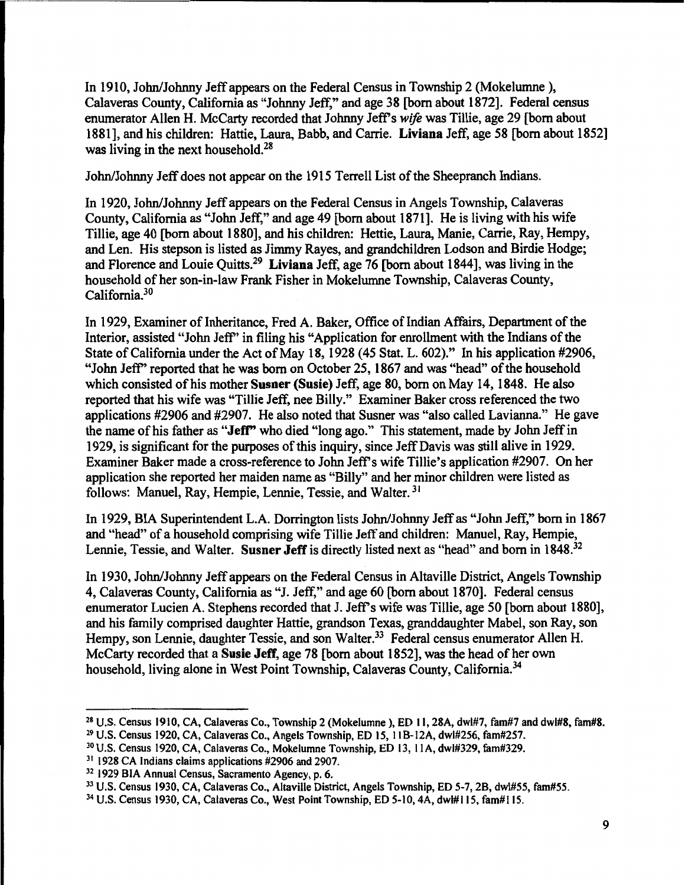In 1910, John/Johnny Jeff appears on the Federal Census in Township 2 (Mokelumne ), Calaveras County, California as "Johnny Jeff," and age 38 [born about 1872]. Federal census enumerator Allen H. McCarty recorded that Johnny Jeff's *wife* was Tillie, age 29 [born about 1881], and his children: Hattie, Laura, Babb, and Carrie. **Liviana** Jeff, age 58 [born about 1852] was living in the next household.[28]

John/Johnny Jeff does not appear on the 1915 Terrell List of the Sheepranch Indians.

In 1920, John/Johnny Jeff appears on the Federal Census in Angels Township, Calaveras County, California as "John Jeff," and age 49 [born about 1871]. He is living with his wife Tillie, age 40 [born about 1880], and his children: Hettie, Laura, Manie, Carrie, Ray, Hempy, and Len. His stepson is listed as Jimmy Rayes, and grandchildren Lodson and Birdie Hodge; and Florence and Louie Quitts.[29] **Liviana** Jeff, age 76 [born about 1844], was living in the household of her son-in-law Frank Fisher in Mokelumne Township, Calaveras County, California.[30]

In 1929, Examiner of Inheritance, Fred A. Baker, Office of Indian Affairs, Department of the Interior, assisted "John Jeff" in filing his "Application for enrollment with the Indians of the State of California under the Act of May 18, 1928 (45 Stat. L. 602)." In his application #2906, "John Jeff" reported that he was born on October 25, 1867 and was "head" of the household which consisted of his mother **Susner (Susie)** Jeff, age 80, born on May 14, 1848. He also reported that his wife was "Tillie Jeff, nee Billy." Examiner Baker cross referenced the two applications #2906 and #2907. He also noted that Susner was "also called Lavianna." He gave the name of his father as "**Jeff**" who died "long ago." This statement, made by John Jeff in 1929, is significant for the purposes of this inquiry, since Jeff Davis was still alive in 1929. Examiner Baker made a cross-reference to John Jeff's wife Tillie's application #2907. On her application she reported her maiden name as "Billy" and her minor children were listed as follows: Manuel, Ray, Hempie, Lennie, Tessie, and Walter.[31]

In 1929, BIA Superintendent L.A. Dorrington lists John/Johnny Jeff as "John Jeff," born in 1867 and "head" of a household comprising wife Tillie Jeff and children: Manuel, Ray, Hempie, Lennie, Tessie, and Walter. **Susner Jeff** is directly listed next as "head" and born in 1848.[32]

In 1930, John/Johnny Jeff appears on the Federal Census in Altaville District, Angels Township 4, Calaveras County, California as "J. Jeff," and age 60 [born about 1870]. Federal census enumerator Lucien A. Stephens recorded that J. Jeff's wife was Tillie, age 50 [born about 1880], and his family comprised daughter Hattie, grandson Texas, granddaughter Mabel, son Ray, son Hempy, son Lennie, daughter Tessie, and son Walter.[33] Federal census enumerator Allen H. McCarty recorded that a **Susie Jeff**, age 78 [born about 1852], was the head of her own household, living alone in West Point Township, Calaveras County, California.[34]

---

[28] U.S. Census 1910, CA, Calaveras Co., Township 2 (Mokelumne ), ED 11, 28A, dwl#7, fam#7 and dwl#8, fam#8.

[29] U.S. Census 1920, CA, Calaveras Co., Angels Township, ED 15, 11B-12A, dwl#256, fam#257.

[30] U.S. Census 1920, CA, Calaveras Co., Mokelumne Township, ED 13, 11A, dwl#329, fam#329.

[31] 1928 CA Indians claims applications #2906 and 2907.

[32] 1929 BIA Annual Census, Sacramento Agency, p. 6.

[33] U.S. Census 1930, CA, Calaveras Co., Altaville District, Angels Township, ED 5-7, 2B, dwl#55, fam#55.

[34] U.S. Census 1930, CA, Calaveras Co., West Point Township, ED 5-10, 4A, dwl#115, fam#115.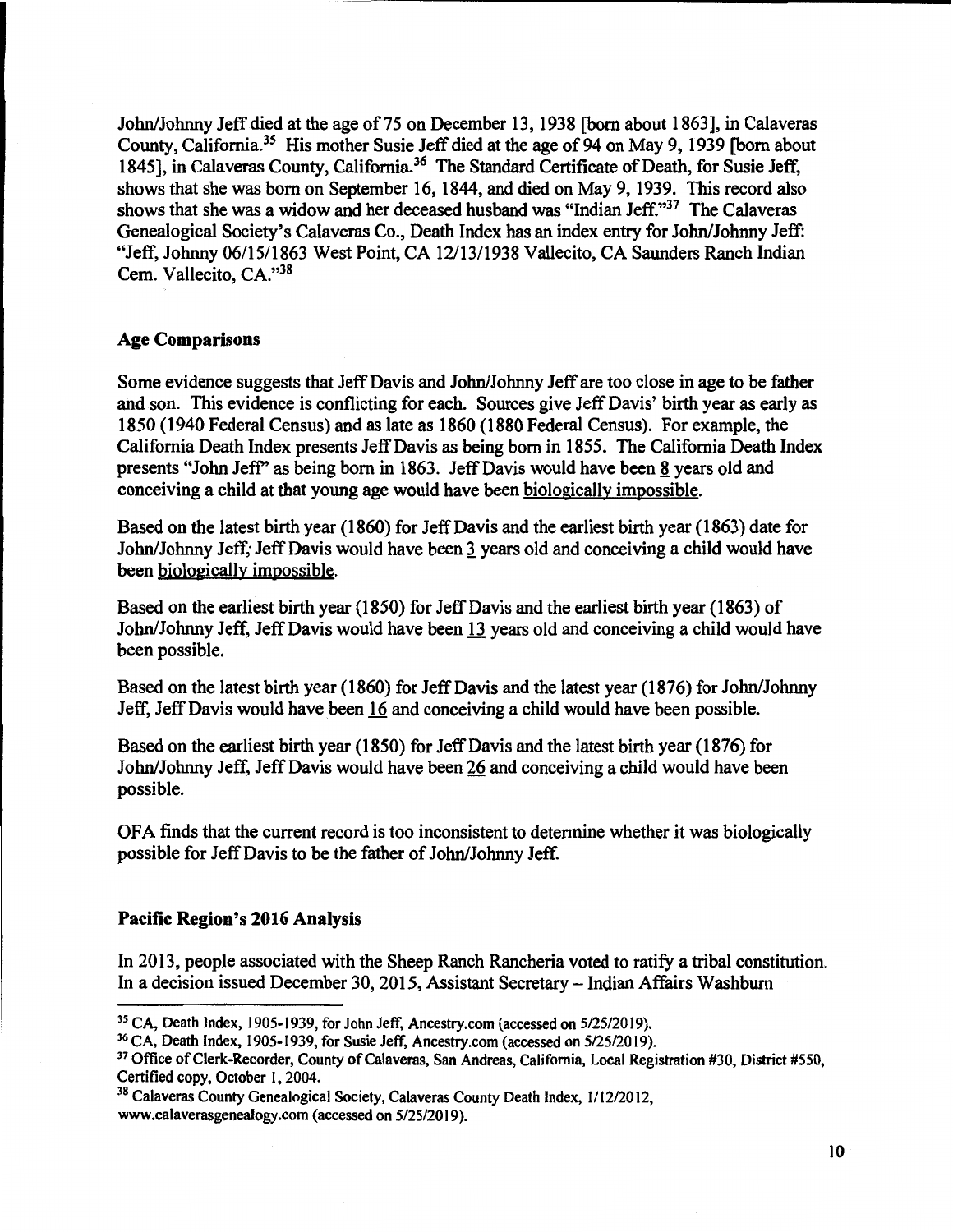John/Johnny Jeff died at the age of 75 on December 13, 1938 [born about 1863], in Calaveras County, California.[35] His mother Susie Jeff died at the age of 94 on May 9, 1939 [born about 1845], in Calaveras County, California.[36] The Standard Certificate of Death, for Susie Jeff, shows that she was born on September 16, 1844, and died on May 9, 1939. This record also shows that she was a widow and her deceased husband was "Indian Jeff."[37] The Calaveras Genealogical Society's Calaveras Co., Death Index has an index entry for John/Johnny Jeff: "Jeff, Johnny 06/15/1863 West Point, CA 12/13/1938 Vallecito, CA Saunders Ranch Indian Cem. Vallecito, CA."[38]

## Age Comparisons

Some evidence suggests that Jeff Davis and John/Johnny Jeff are too close in age to be father and son. This evidence is conflicting for each. Sources give Jeff Davis' birth year as early as 1850 (1940 Federal Census) and as late as 1860 (1880 Federal Census). For example, the California Death Index presents Jeff Davis as being born in 1855. The California Death Index presents "John Jeff" as being born in 1863. Jeff Davis would have been <u>8</u> years old and conceiving a child at that young age would have been <u>biologically impossible</u>.

Based on the latest birth year (1860) for Jeff Davis and the earliest birth year (1863) date for John/Johnny Jeff; Jeff Davis would have been <u>3</u> years old and conceiving a child would have been <u>biologically impossible</u>.

Based on the earliest birth year (1850) for Jeff Davis and the earliest birth year (1863) of John/Johnny Jeff, Jeff Davis would have been <u>13</u> years old and conceiving a child would have been possible.

Based on the latest birth year (1860) for Jeff Davis and the latest year (1876) for John/Johnny Jeff, Jeff Davis would have been <u>16</u> and conceiving a child would have been possible.

Based on the earliest birth year (1850) for Jeff Davis and the latest birth year (1876) for John/Johnny Jeff, Jeff Davis would have been <u>26</u> and conceiving a child would have been possible.

OFA finds that the current record is too inconsistent to determine whether it was biologically possible for Jeff Davis to be the father of John/Johnny Jeff.

## Pacific Region's 2016 Analysis

In 2013, people associated with the Sheep Ranch Rancheria voted to ratify a tribal constitution. In a decision issued December 30, 2015, Assistant Secretary – Indian Affairs Washburn

---

[35] CA, Death Index, 1905-1939, for John Jeff, Ancestry.com (accessed on 5/25/2019).

[36] CA, Death Index, 1905-1939, for Susie Jeff, Ancestry.com (accessed on 5/25/2019).

[37] Office of Clerk-Recorder, County of Calaveras, San Andreas, California, Local Registration #30, District #550, Certified copy, October 1, 2004.

[38] Calaveras County Genealogical Society, Calaveras County Death Index, 1/12/2012, www.calaverasgenealogy.com (accessed on 5/25/2019).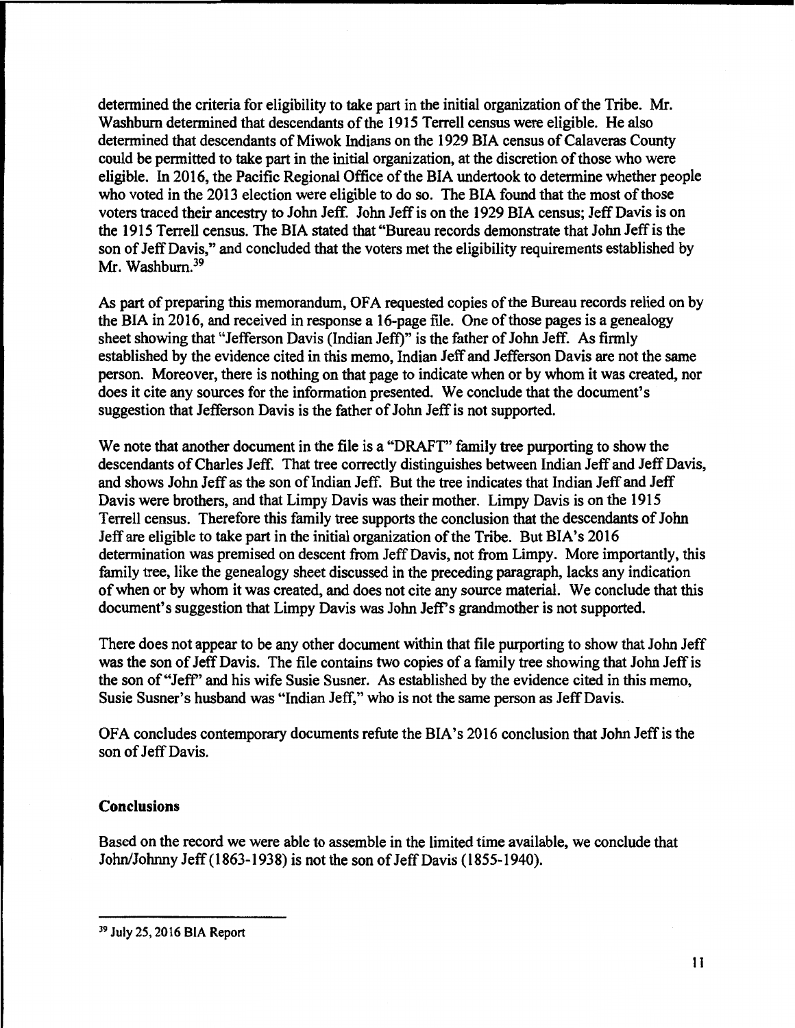determined the criteria for eligibility to take part in the initial organization of the Tribe. Mr. Washburn determined that descendants of the 1915 Terrell census were eligible. He also determined that descendants of Miwok Indians on the 1929 BIA census of Calaveras County could be permitted to take part in the initial organization, at the discretion of those who were eligible. In 2016, the Pacific Regional Office of the BIA undertook to determine whether people who voted in the 2013 election were eligible to do so. The BIA found that the most of those voters traced their ancestry to John Jeff. John Jeff is on the 1929 BIA census; Jeff Davis is on the 1915 Terrell census. The BIA stated that "Bureau records demonstrate that John Jeff is the son of Jeff Davis," and concluded that the voters met the eligibility requirements established by Mr. Washburn.[39]

As part of preparing this memorandum, OFA requested copies of the Bureau records relied on by the BIA in 2016, and received in response a 16-page file. One of those pages is a genealogy sheet showing that "Jefferson Davis (Indian Jeff)" is the father of John Jeff. As firmly established by the evidence cited in this memo, Indian Jeff and Jefferson Davis are not the same person. Moreover, there is nothing on that page to indicate when or by whom it was created, nor does it cite any sources for the information presented. We conclude that the document's suggestion that Jefferson Davis is the father of John Jeff is not supported.

We note that another document in the file is a "DRAFT" family tree purporting to show the descendants of Charles Jeff. That tree correctly distinguishes between Indian Jeff and Jeff Davis, and shows John Jeff as the son of Indian Jeff. But the tree indicates that Indian Jeff and Jeff Davis were brothers, and that Limpy Davis was their mother. Limpy Davis is on the 1915 Terrell census. Therefore this family tree supports the conclusion that the descendants of John Jeff are eligible to take part in the initial organization of the Tribe. But BIA's 2016 determination was premised on descent from Jeff Davis, not from Limpy. More importantly, this family tree, like the genealogy sheet discussed in the preceding paragraph, lacks any indication of when or by whom it was created, and does not cite any source material. We conclude that this document's suggestion that Limpy Davis was John Jeff's grandmother is not supported.

There does not appear to be any other document within that file purporting to show that John Jeff was the son of Jeff Davis. The file contains two copies of a family tree showing that John Jeff is the son of "Jeff" and his wife Susie Susner. As established by the evidence cited in this memo, Susie Susner's husband was "Indian Jeff," who is not the same person as Jeff Davis.

OFA concludes contemporary documents refute the BIA's 2016 conclusion that John Jeff is the son of Jeff Davis.

## Conclusions

Based on the record we were able to assemble in the limited time available, we conclude that John/Johnny Jeff (1863-1938) is not the son of Jeff Davis (1855-1940).

---

[39] July 25, 2016 BIA Report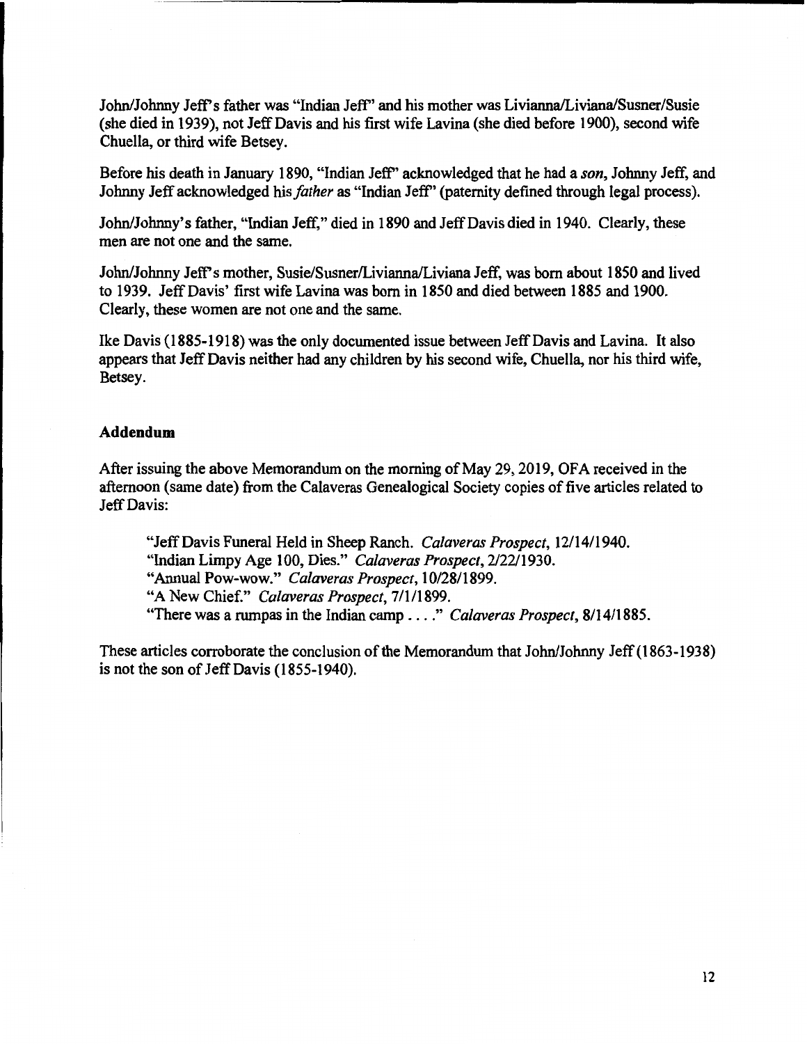John/Johnny Jeff's father was "Indian Jeff" and his mother was Livianna/Liviana/Susner/Susie (she died in 1939), not Jeff Davis and his first wife Lavina (she died before 1900), second wife Chuella, or third wife Betsey.

Before his death in January 1890, "Indian Jeff" acknowledged that he had a *son*, Johnny Jeff, and Johnny Jeff acknowledged his *father* as "Indian Jeff" (paternity defined through legal process).

John/Johnny's father, "Indian Jeff," died in 1890 and Jeff Davis died in 1940. Clearly, these men are not one and the same.

John/Johnny Jeff's mother, Susie/Susner/Livianna/Liviana Jeff, was born about 1850 and lived to 1939. Jeff Davis' first wife Lavina was born in 1850 and died between 1885 and 1900. Clearly, these women are not one and the same.

Ike Davis (1885-1918) was the only documented issue between Jeff Davis and Lavina. It also appears that Jeff Davis neither had any children by his second wife, Chuella, nor his third wife, Betsey.

## Addendum

After issuing the above Memorandum on the morning of May 29, 2019, OFA received in the afternoon (same date) from the Calaveras Genealogical Society copies of five articles related to Jeff Davis:

> "Jeff Davis Funeral Held in Sheep Ranch. *Calaveras Prospect*, 12/14/1940.
> "Indian Limpy Age 100, Dies." *Calaveras Prospect*, 2/22/1930.
> "Annual Pow-wow." *Calaveras Prospect*, 10/28/1899.
> "A New Chief." *Calaveras Prospect*, 7/1/1899.
> "There was a rumpas in the Indian camp . . . ." *Calaveras Prospect*, 8/14/1885.

These articles corroborate the conclusion of the Memorandum that John/Johnny Jeff (1863-1938) is not the son of Jeff Davis (1855-1940).